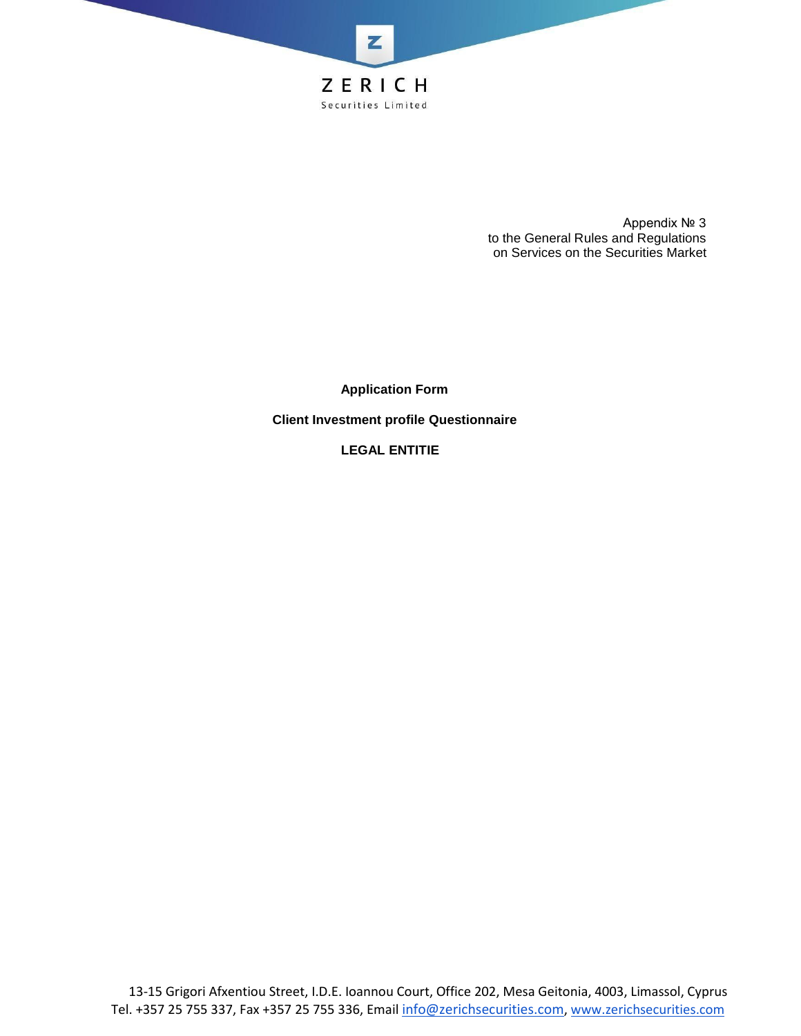ZERICH

Securities Limited

Appendix № 3
to the General Rules and Regulations
on Services on the Securities Market

**Application Form**

**Client Investment profile Questionnaire**

**LEGAL ENTITIE**

13-15 Grigori Afxentiou Street, I.D.E. Ioannou Court, Office 202, Mesa Geitonia, 4003, Limassol, Cyprus
Tel. +357 25 755 337, Fax +357 25 755 336, Email info@zerichsecurities.com, www.zerichsecurities.com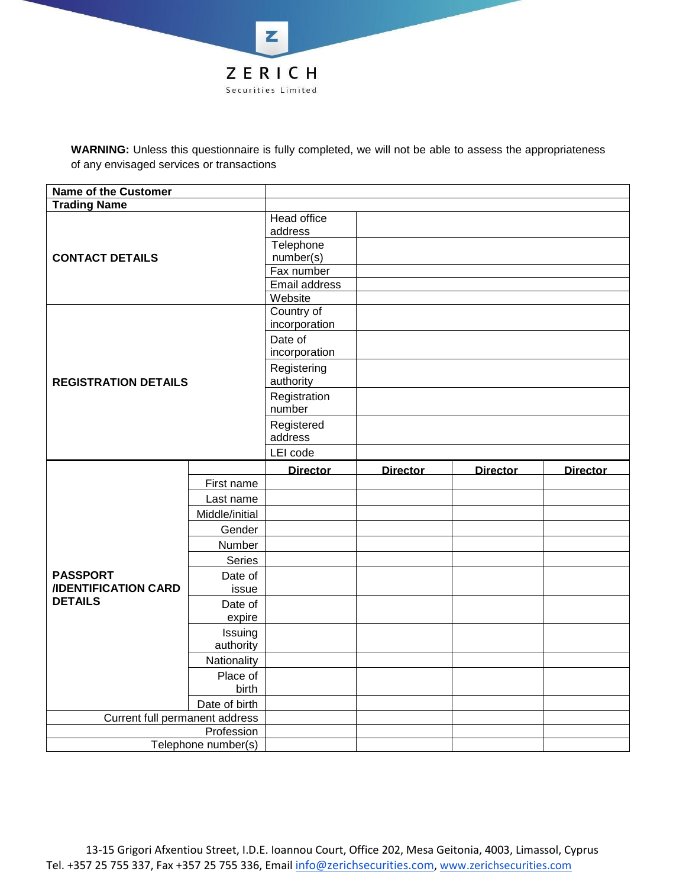**WARNING:** Unless this questionnaire is fully completed, we will not be able to assess the appropriateness of any envisaged services or transactions

| | | | | | |
|---|---|---|---|---|---|
| **Name of the Customer** | | | | | |
| **Trading Name** | | | | | |
| **CONTACT DETAILS** | | Head office address | | | |
| | | Telephone number(s) | | | |
| | | Fax number | | | |
| | | Email address | | | |
| | | Website | | | |
| **REGISTRATION DETAILS** | | Country of incorporation | | | |
| | | Date of incorporation | | | |
| | | Registering authority | | | |
| | | Registration number | | | |
| | | Registered address | | | |
| | | LEI code | | | |
| **PASSPORT /IDENTIFICATION CARD DETAILS** | | **Director** | **Director** | **Director** | **Director** |
| | First name | | | | |
| | Last name | | | | |
| | Middle/initial | | | | |
| | Gender | | | | |
| | Number | | | | |
| | Series | | | | |
| | Date of issue | | | | |
| | Date of expire | | | | |
| | Issuing authority | | | | |
| | Nationality | | | | |
| | Place of birth | | | | |
| | Date of birth | | | | |
| Current full permanent address | | | | | |
| Profession | | | | | |
| Telephone number(s) | | | | | |

13-15 Grigori Afxentiou Street, I.D.E. Ioannou Court, Office 202, Mesa Geitonia, 4003, Limassol, Cyprus
Tel. +357 25 755 337, Fax +357 25 755 336, Email info@zerichsecurities.com, www.zerichsecurities.com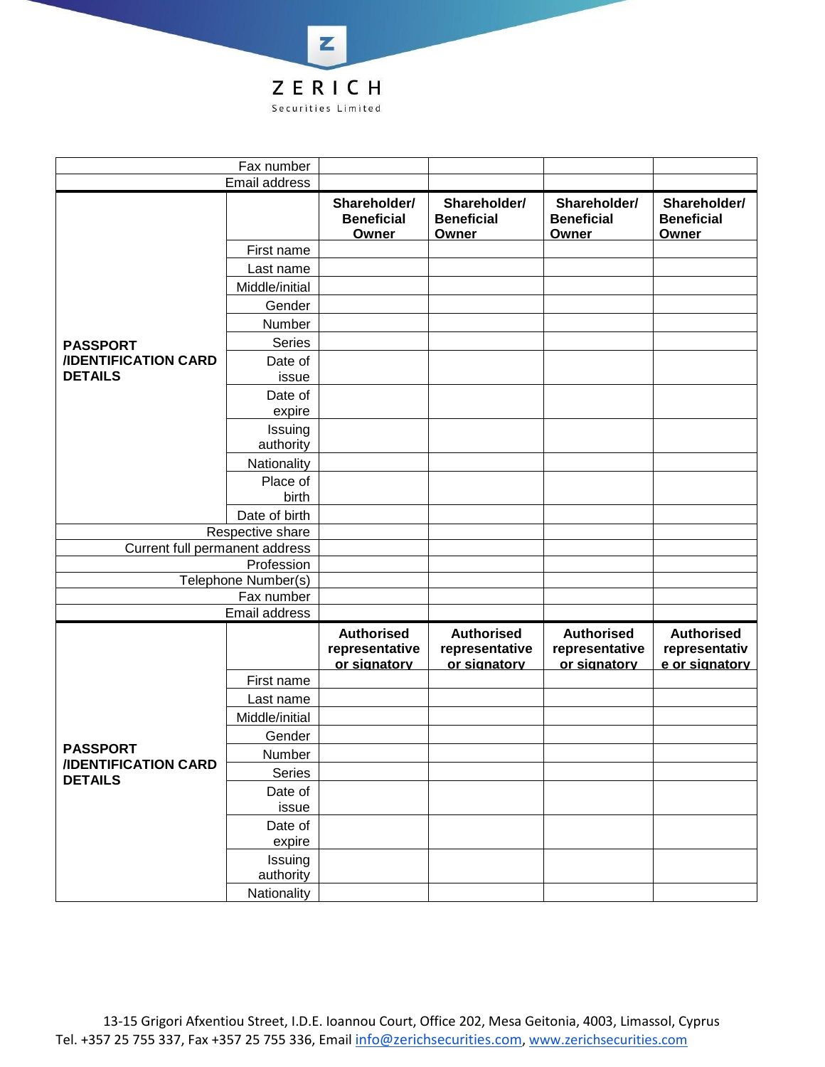| | | | | | |
|---|---|---|---|---|---|
| Fax number | | | | | |
| Email address | | | | | |
| **PASSPORT /IDENTIFICATION CARD DETAILS** | | **Shareholder/ Beneficial Owner** | **Shareholder/ Beneficial Owner** | **Shareholder/ Beneficial Owner** | **Shareholder/ Beneficial Owner** |
| | First name | | | | |
| | Last name | | | | |
| | Middle/initial | | | | |
| | Gender | | | | |
| | Number | | | | |
| | Series | | | | |
| | Date of issue | | | | |
| | Date of expire | | | | |
| | Issuing authority | | | | |
| | Nationality | | | | |
| | Place of birth | | | | |
| | Date of birth | | | | |
| Respective share | | | | | |
| Current full permanent address | | | | | |
| Profession | | | | | |
| Telephone Number(s) | | | | | |
| Fax number | | | | | |
| Email address | | | | | |
| **PASSPORT /IDENTIFICATION CARD DETAILS** | | **Authorised representative or signatory** | **Authorised representative or signatory** | **Authorised representative or signatory** | **Authorised representative or signatory** |
| | First name | | | | |
| | Last name | | | | |
| | Middle/initial | | | | |
| | Gender | | | | |
| | Number | | | | |
| | Series | | | | |
| | Date of issue | | | | |
| | Date of expire | | | | |
| | Issuing authority | | | | |
| | Nationality | | | | |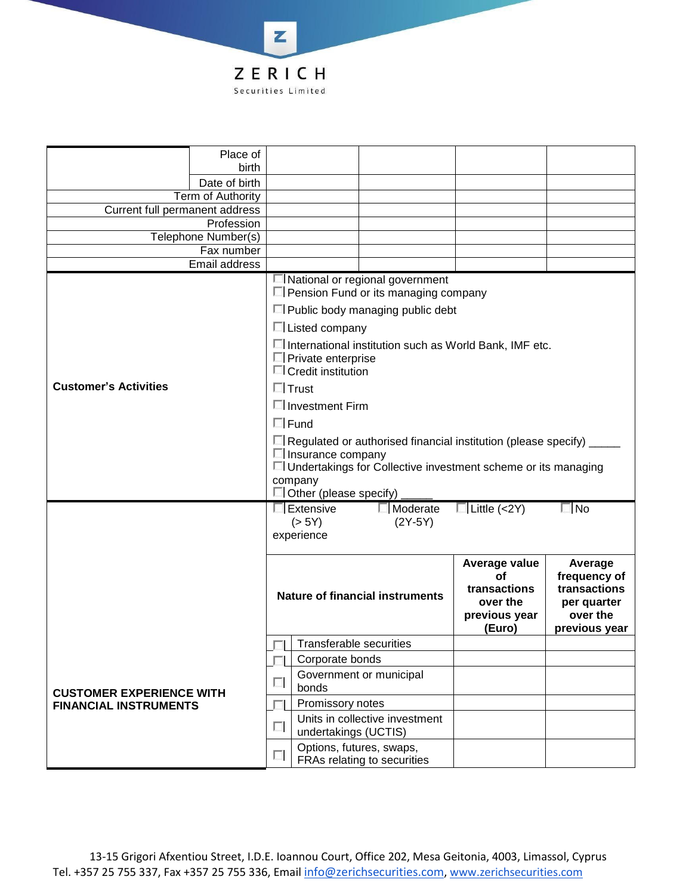| | | | | | |
|---|---|---|---|---|---|
| | Place of birth | | | | |
| | Date of birth | | | | |
| Term of Authority | | | | | |
| Current full permanent address | | | | | |
| Profession | | | | | |
| Telephone Number(s) | | | | | |
| Fax number | | | | | |
| Email address | | | | | |

| | |
|---|---|
| **Customer's Activities** | ☐ National or regional government<br>☐ Pension Fund or its managing company<br>☐ Public body managing public debt<br>☐ Listed company<br>☐ International institution such as World Bank, IMF etc.<br>☐ Private enterprise<br>☐ Credit institution<br>☐ Trust<br>☐ Investment Firm<br>☐ Fund<br>☐ Regulated or authorised financial institution (please specify) _____<br>☐ Insurance company<br>☐ Undertakings for Collective investment scheme or its managing company<br>☐ Other (please specify) _____ |

| **CUSTOMER EXPERIENCE WITH FINANCIAL INSTRUMENTS** | | | | |
|---|---|---|---|---|
| | ☐ Extensive (> 5Y) experience | ☐ Moderate (2Y-5Y) | ☐ Little (<2Y) | ☐ No |
| | | **Nature of financial instruments** | **Average value of transactions over the previous year (Euro)** | **Average frequency of transactions per quarter over the previous year** |
| | ☐ | Transferable securities | | |
| | ☐ | Corporate bonds | | |
| | ☐ | Government or municipal bonds | | |
| | ☐ | Promissory notes | | |
| | ☐ | Units in collective investment undertakings (UCTIS) | | |
| | ☐ | Options, futures, swaps, FRAs relating to securities | | |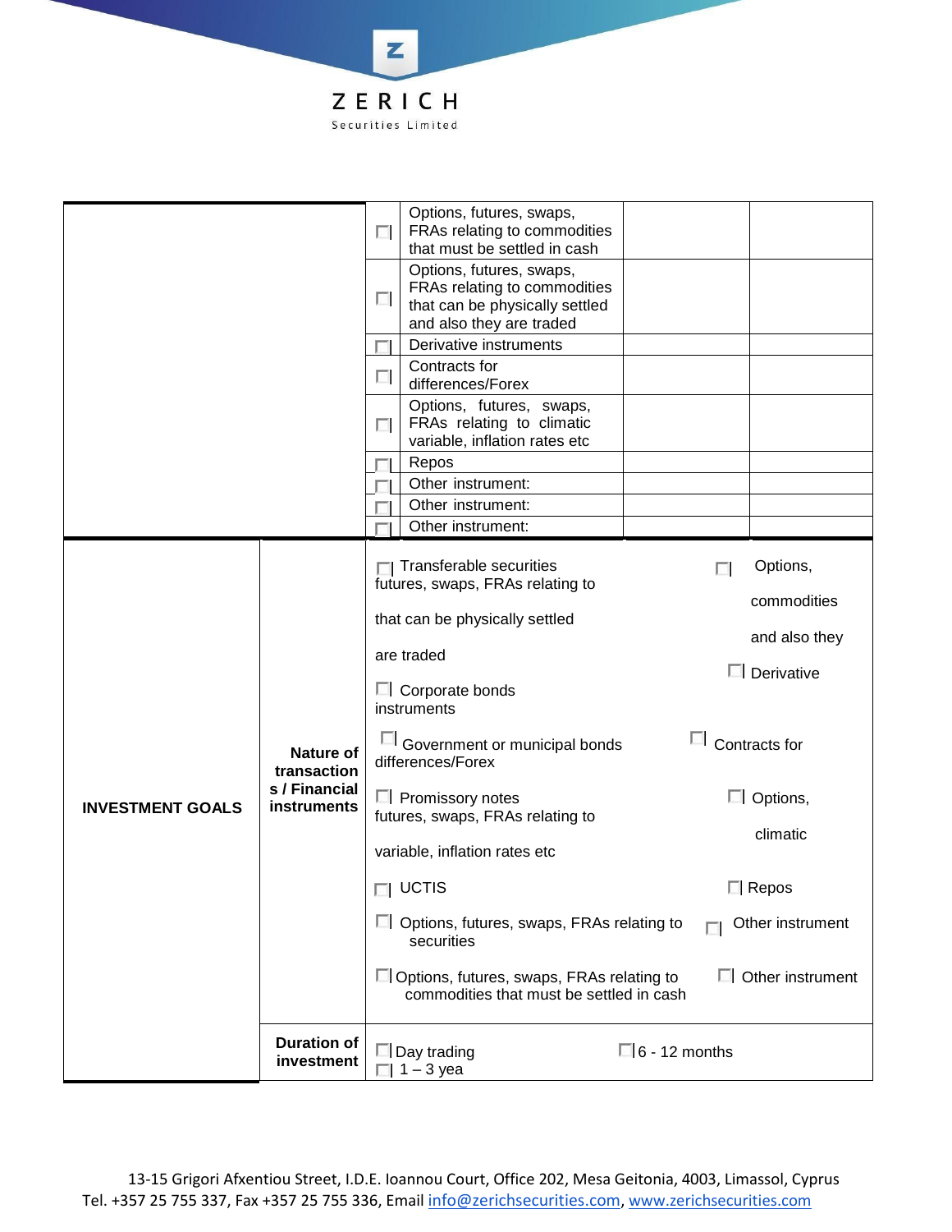| | | | | |
|---|---|---|---|---|
| | ☐ | Options, futures, swaps, FRAs relating to commodities that must be settled in cash | | |
| | ☐ | Options, futures, swaps, FRAs relating to commodities that can be physically settled and also they are traded | | |
| | ☐ | Derivative instruments | | |
| | ☐ | Contracts for differences/Forex | | |
| | ☐ | Options, futures, swaps, FRAs relating to climatic variable, inflation rates etc | | |
| | ☐ | Repos | | |
| | ☐ | Other instrument: | | |
| | ☐ | Other instrument: | | |
| | ☐ | Other instrument: | | |

| | | |
|---|---|---|
| **INVESTMENT GOALS** | **Nature of transactions / Financial instruments** | ☐ Transferable securities<br>☐ Corporate bonds<br>☐ Government or municipal bonds<br>☐ Promissory notes<br>☐ UCTIS<br>☐ Options, futures, swaps, FRAs relating to securities<br>☐ Options, futures, swaps, FRAs relating to commodities that must be settled in cash<br>☐ Options, futures, swaps, FRAs relating to commodities that can be physically settled and also they are traded<br>☐ Derivative instruments<br>☐ Contracts for differences/Forex<br>☐ Options, futures, swaps, FRAs relating to climatic variable, inflation rates etc<br>☐ Repos<br>☐ Other instrument<br>☐ Other instrument |
| | **Duration of investment** | ☐ Day trading ☐ 6 - 12 months<br>☐ 1 – 3 yea |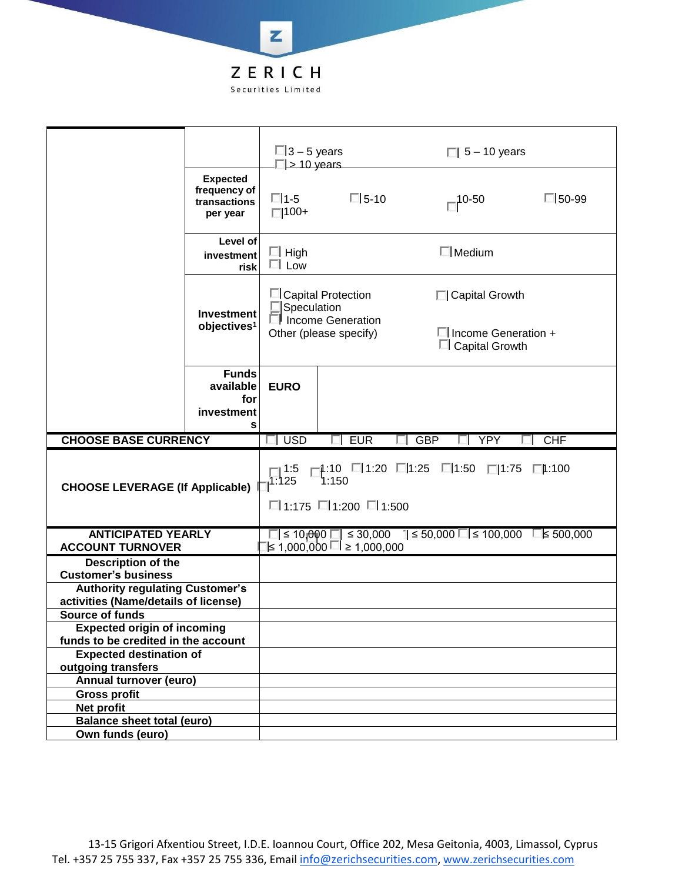**ZERICH**
Securities Limited

| | | | |
|---|---|---|---|
| | | ☐ 3 – 5 years ☐ > 10 years | ☐ 5 – 10 years |
| | **Expected frequency of transactions per year** | ☐ 1-5 ☐ 5-10 ☐ 10-50 ☐ 50-99 ☐ 100+ | |
| | **Level of investment risk** | ☐ High ☐ Low | ☐ Medium |
| | **Investment objectives[1]** | ☐ Capital Protection ☐ Speculation ☐ Income Generation Other (please specify) | ☐ Capital Growth ☐ Income Generation + ☐ Capital Growth |
| | **Funds available for investments** | **EURO** | |
| **CHOOSE BASE CURRENCY** | | ☐ USD ☐ EUR ☐ GBP ☐ YPY ☐ CHF | |
| **CHOOSE LEVERAGE (If Applicable)** | | ☐ 1:5 ☐ 1:10 ☐ 1:20 ☐ 1:25 ☐ 1:50 ☐ 1:75 ☐ 1:100 ☐ 1:125 ☐ 1:150 ☐ 1:175 ☐ 1:200 ☐ 1:500 | |
| **ANTICIPATED YEARLY ACCOUNT TURNOVER** | | ☐ ≤ 10,000 ☐ ≤ 30,000 ☐ ≤ 50,000 ☐ ≤ 100,000 ☐ ≤ 500,000 ☐ ≤ 1,000,000 ☐ ≥ 1,000,000 | |
| **Description of the Customer's business** | | | |
| **Authority regulating Customer's activities (Name/details of license)** | | | |
| **Source of funds** | | | |
| **Expected origin of incoming funds to be credited in the account** | | | |
| **Expected destination of outgoing transfers** | | | |
| **Annual turnover (euro)** | | | |
| **Gross profit** | | | |
| **Net profit** | | | |
| **Balance sheet total (euro)** | | | |
| **Own funds (euro)** | | | |

13-15 Grigori Afxentiou Street, I.D.E. Ioannou Court, Office 202, Mesa Geitonia, 4003, Limassol, Cyprus
Tel. +357 25 755 337, Fax +357 25 755 336, Email info@zerichsecurities.com, www.zerichsecurities.com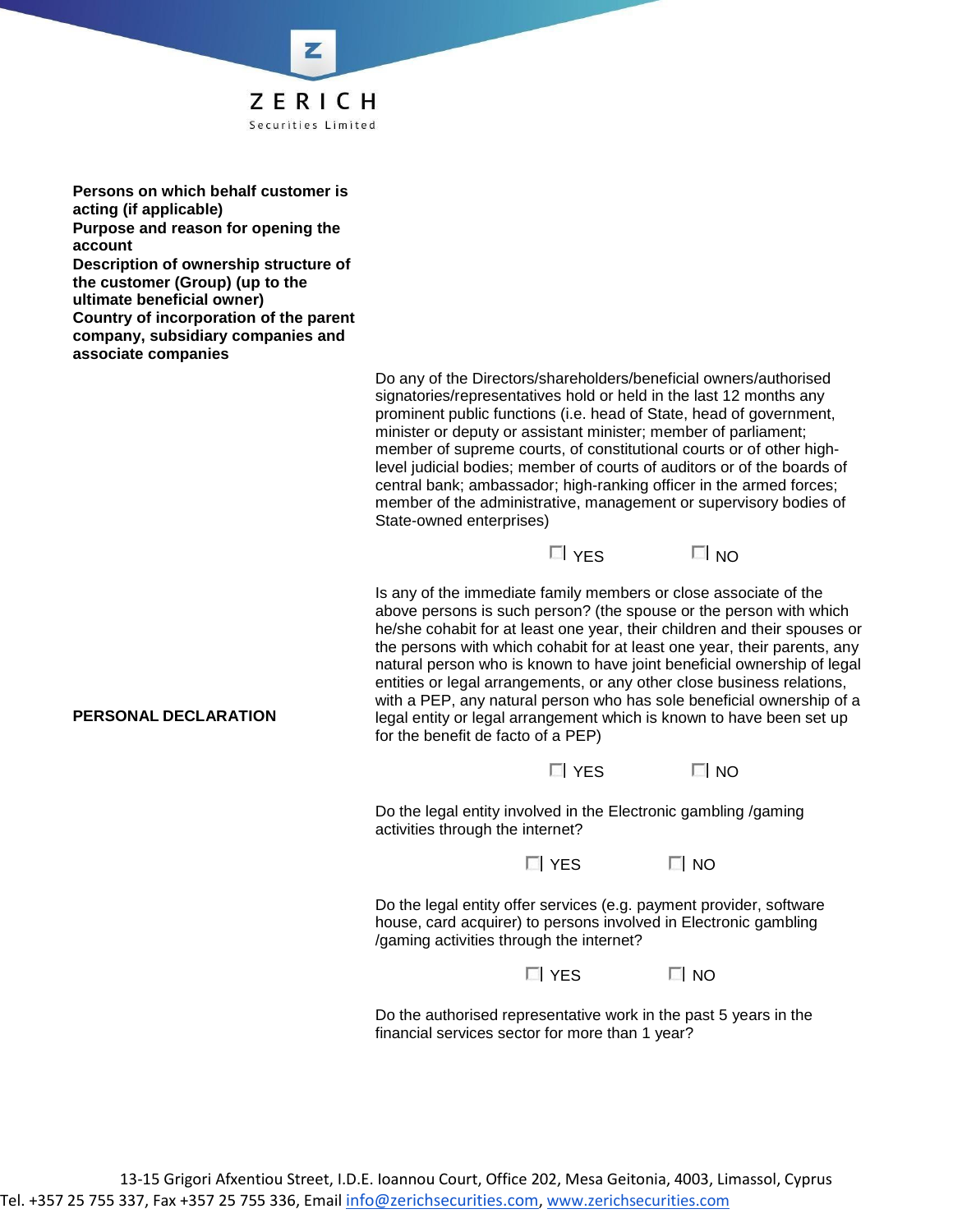**Persons on which behalf customer is acting (if applicable)**

**Purpose and reason for opening the account**

**Description of ownership structure of the customer (Group) (up to the ultimate beneficial owner)**

**Country of incorporation of the parent company, subsidiary companies and associate companies**

**PERSONAL DECLARATION**

Do any of the Directors/shareholders/beneficial owners/authorised signatories/representatives hold or held in the last 12 months any prominent public functions (i.e. head of State, head of government, minister or deputy or assistant minister; member of parliament; member of supreme courts, of constitutional courts or of other high-level judicial bodies; member of courts of auditors or of the boards of central bank; ambassador; high-ranking officer in the armed forces; member of the administrative, management or supervisory bodies of State-owned enterprises)

☐ YES ☐ NO

Is any of the immediate family members or close associate of the above persons is such person? (the spouse or the person with which he/she cohabit for at least one year, their children and their spouses or the persons with which cohabit for at least one year, their parents, any natural person who is known to have joint beneficial ownership of legal entities or legal arrangements, or any other close business relations, with a PEP, any natural person who has sole beneficial ownership of a legal entity or legal arrangement which is known to have been set up for the benefit de facto of a PEP)

☐ YES ☐ NO

Do the legal entity involved in the Electronic gambling /gaming activities through the internet?

☐ YES ☐ NO

Do the legal entity offer services (e.g. payment provider, software house, card acquirer) to persons involved in Electronic gambling /gaming activities through the internet?

☐ YES ☐ NO

Do the authorised representative work in the past 5 years in the financial services sector for more than 1 year?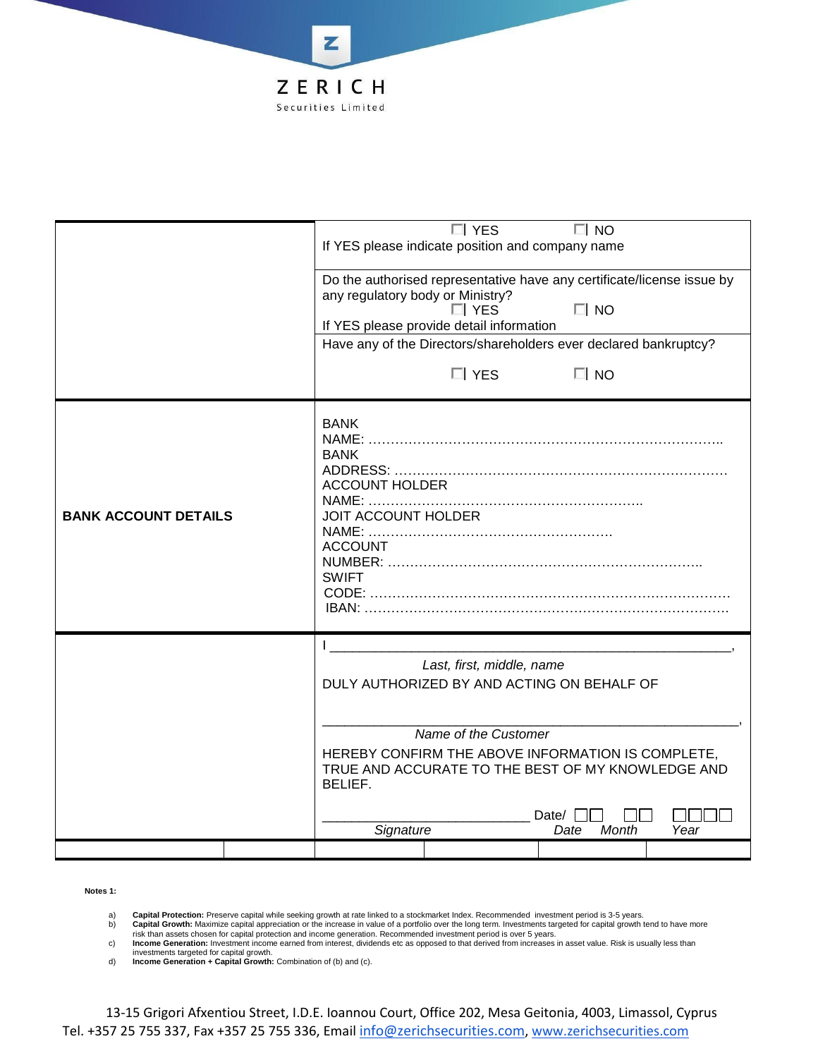| | |
|---|---|
| | ☐ YES ☐ NO<br>If YES please indicate position and company name<br><br>Do the authorised representative have any certificate/license issue by any regulatory body or Ministry?<br>☐ YES ☐ NO<br>If YES please provide detail information<br><br>Have any of the Directors/shareholders ever declared bankruptcy?<br>☐ YES ☐ NO |
| **BANK ACCOUNT DETAILS** | BANK NAME: ……………………………………………………………………..<br>BANK ADDRESS: ………………………………………………………………<br>ACCOUNT HOLDER NAME: ……………………………………………………..<br>JOIT ACCOUNT HOLDER NAME: ………………………………………………<br>ACCOUNT NUMBER: ……………………………………………………………..<br>SWIFT CODE: ……………………………………………………………………<br>IBAN: ……………………………………………………………………… |
| | I ________________________________________________________,<br>*Last, first, middle, name*<br>DULY AUTHORIZED BY AND ACTING ON BEHALF OF<br><br>________________________________________________________,<br>*Name of the Customer*<br>HEREBY CONFIRM THE ABOVE INFORMATION IS COMPLETE, TRUE AND ACCURATE TO THE BEST OF MY KNOWLEDGE AND BELIEF.<br><br>___________________________ Date/ ☐☐ ☐☐ ☐☐☐☐<br>*Signature* *Date* *Month* *Year* |

**Notes 1:**

a) **Capital Protection:** Preserve capital while seeking growth at rate linked to a stockmarket Index. Recommended investment period is 3-5 years.
b) **Capital Growth:** Maximize capital appreciation or the increase in value of a portfolio over the long term. Investments targeted for capital growth tend to have more risk than assets chosen for capital protection and income generation. Recommended investment period is over 5 years.
c) **Income Generation:** Investment income earned from interest, dividends etc as opposed to that derived from increases in asset value. Risk is usually less than investments targeted for capital growth.
d) **Income Generation + Capital Growth:** Combination of (b) and (c).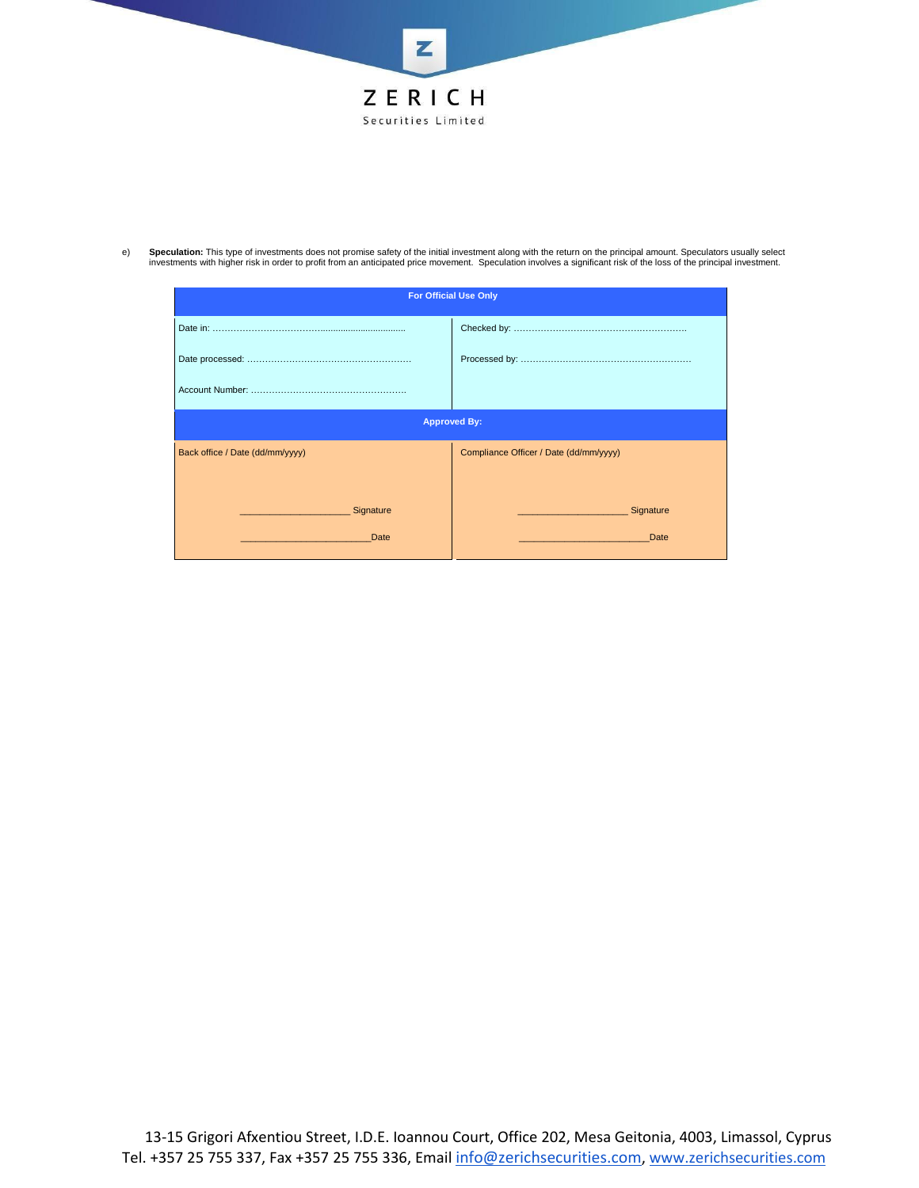e) **Speculation:** This type of investments does not promise safety of the initial investment along with the return on the principal amount. Speculators usually select investments with higher risk in order to profit from an anticipated price movement. Speculation involves a significant risk of the loss of the principal investment.

| For Official Use Only | |
|---|---|
| Date in: ……………………………….............................. | Checked by: …………………………………………………. |
| Date processed: ………………………………………………. | Processed by: …………………………………………………. |
| Account Number: ……………………………………………. | |
| **Approved By:** | |
| Back office / Date (dd/mm/yyyy) | Compliance Officer / Date (dd/mm/yyyy) |
| ____________________ Signature | ____________________ Signature |
| ________________________Date | ________________________Date |

13-15 Grigori Afxentiou Street, I.D.E. Ioannou Court, Office 202, Mesa Geitonia, 4003, Limassol, Cyprus
Tel. +357 25 755 337, Fax +357 25 755 336, Email info@zerichsecurities.com, www.zerichsecurities.com